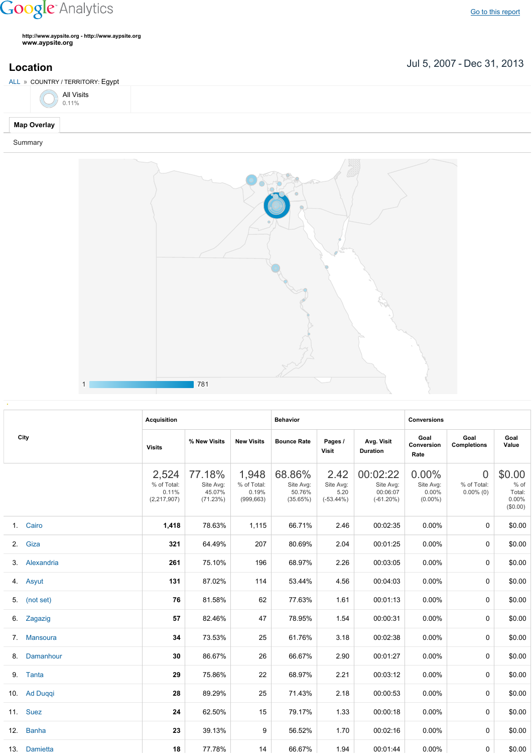Google Analytics

Go to this report

http://www.aypsite.org - http://www.aypsite.org
www.aypsite.org

## Location

Jul 5, 2007 - Dec 31, 2013

ALL » COUNTRY / TERRITORY: Egypt

All Visits
0.11%

Map Overlay

Summary

1 781

| City | Acquisition | | | Behavior | | | Conversions | | |
|---|---|---|---|---|---|---|---|---|---|
| | Visits | % New Visits | New Visits | Bounce Rate | Pages / Visit | Avg. Visit Duration | Goal Conversion Rate | Goal Completions | Goal Value |
| | 2,524 % of Total: 0.11% (2,217,907) | 77.18% Site Avg: 45.07% (71.23%) | 1,948 % of Total: 0.19% (999,663) | 68.86% Site Avg: 50.76% (35.65%) | 2.42 Site Avg: 5.20 (-53.44%) | 00:02:22 Site Avg: 00:06:07 (-61.20%) | 0.00% Site Avg: 0.00% (0.00%) | 0 % of Total: 0.00% (0) | $0.00 % of Total: 0.00% ($0.00) |
| 1. Cairo | 1,418 | 78.63% | 1,115 | 66.71% | 2.46 | 00:02:35 | 0.00% | 0 | $0.00 |
| 2. Giza | 321 | 64.49% | 207 | 80.69% | 2.04 | 00:01:25 | 0.00% | 0 | $0.00 |
| 3. Alexandria | 261 | 75.10% | 196 | 68.97% | 2.26 | 00:03:05 | 0.00% | 0 | $0.00 |
| 4. Asyut | 131 | 87.02% | 114 | 53.44% | 4.56 | 00:04:03 | 0.00% | 0 | $0.00 |
| 5. (not set) | 76 | 81.58% | 62 | 77.63% | 1.61 | 00:01:13 | 0.00% | 0 | $0.00 |
| 6. Zagazig | 57 | 82.46% | 47 | 78.95% | 1.54 | 00:00:31 | 0.00% | 0 | $0.00 |
| 7. Mansoura | 34 | 73.53% | 25 | 61.76% | 3.18 | 00:02:38 | 0.00% | 0 | $0.00 |
| 8. Damanhour | 30 | 86.67% | 26 | 66.67% | 2.90 | 00:01:27 | 0.00% | 0 | $0.00 |
| 9. Tanta | 29 | 75.86% | 22 | 68.97% | 2.21 | 00:03:12 | 0.00% | 0 | $0.00 |
| 10. Ad Duqqi | 28 | 89.29% | 25 | 71.43% | 2.18 | 00:00:53 | 0.00% | 0 | $0.00 |
| 11. Suez | 24 | 62.50% | 15 | 79.17% | 1.33 | 00:00:18 | 0.00% | 0 | $0.00 |
| 12. Banha | 23 | 39.13% | 9 | 56.52% | 1.70 | 00:02:16 | 0.00% | 0 | $0.00 |
| 13. Damietta | 18 | 77.78% | 14 | 66.67% | 1.94 | 00:01:44 | 0.00% | 0 | $0.00 |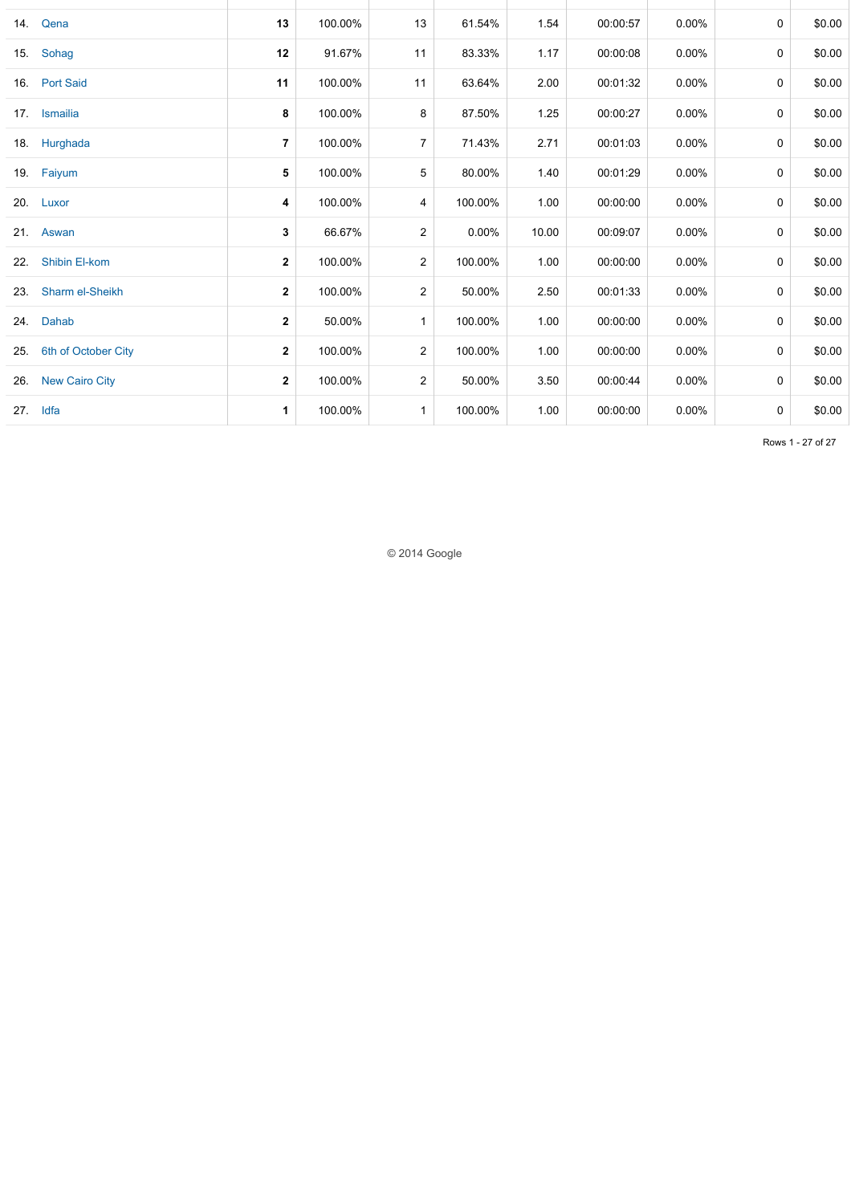| | | | | | | | | | | |
|---|---|---|---|---|---|---|---|---|---|---|
| 14. | Qena | 13 | 100.00% | 13 | 61.54% | 1.54 | 00:00:57 | 0.00% | 0 | $0.00 |
| 15. | Sohag | 12 | 91.67% | 11 | 83.33% | 1.17 | 00:00:08 | 0.00% | 0 | $0.00 |
| 16. | Port Said | 11 | 100.00% | 11 | 63.64% | 2.00 | 00:01:32 | 0.00% | 0 | $0.00 |
| 17. | Ismailia | 8 | 100.00% | 8 | 87.50% | 1.25 | 00:00:27 | 0.00% | 0 | $0.00 |
| 18. | Hurghada | 7 | 100.00% | 7 | 71.43% | 2.71 | 00:01:03 | 0.00% | 0 | $0.00 |
| 19. | Faiyum | 5 | 100.00% | 5 | 80.00% | 1.40 | 00:01:29 | 0.00% | 0 | $0.00 |
| 20. | Luxor | 4 | 100.00% | 4 | 100.00% | 1.00 | 00:00:00 | 0.00% | 0 | $0.00 |
| 21. | Aswan | 3 | 66.67% | 2 | 0.00% | 10.00 | 00:09:07 | 0.00% | 0 | $0.00 |
| 22. | Shibin El-kom | 2 | 100.00% | 2 | 100.00% | 1.00 | 00:00:00 | 0.00% | 0 | $0.00 |
| 23. | Sharm el-Sheikh | 2 | 100.00% | 2 | 50.00% | 2.50 | 00:01:33 | 0.00% | 0 | $0.00 |
| 24. | Dahab | 2 | 50.00% | 1 | 100.00% | 1.00 | 00:00:00 | 0.00% | 0 | $0.00 |
| 25. | 6th of October City | 2 | 100.00% | 2 | 100.00% | 1.00 | 00:00:00 | 0.00% | 0 | $0.00 |
| 26. | New Cairo City | 2 | 100.00% | 2 | 50.00% | 3.50 | 00:00:44 | 0.00% | 0 | $0.00 |
| 27. | Idfa | 1 | 100.00% | 1 | 100.00% | 1.00 | 00:00:00 | 0.00% | 0 | $0.00 |

Rows 1 - 27 of 27

© 2014 Google